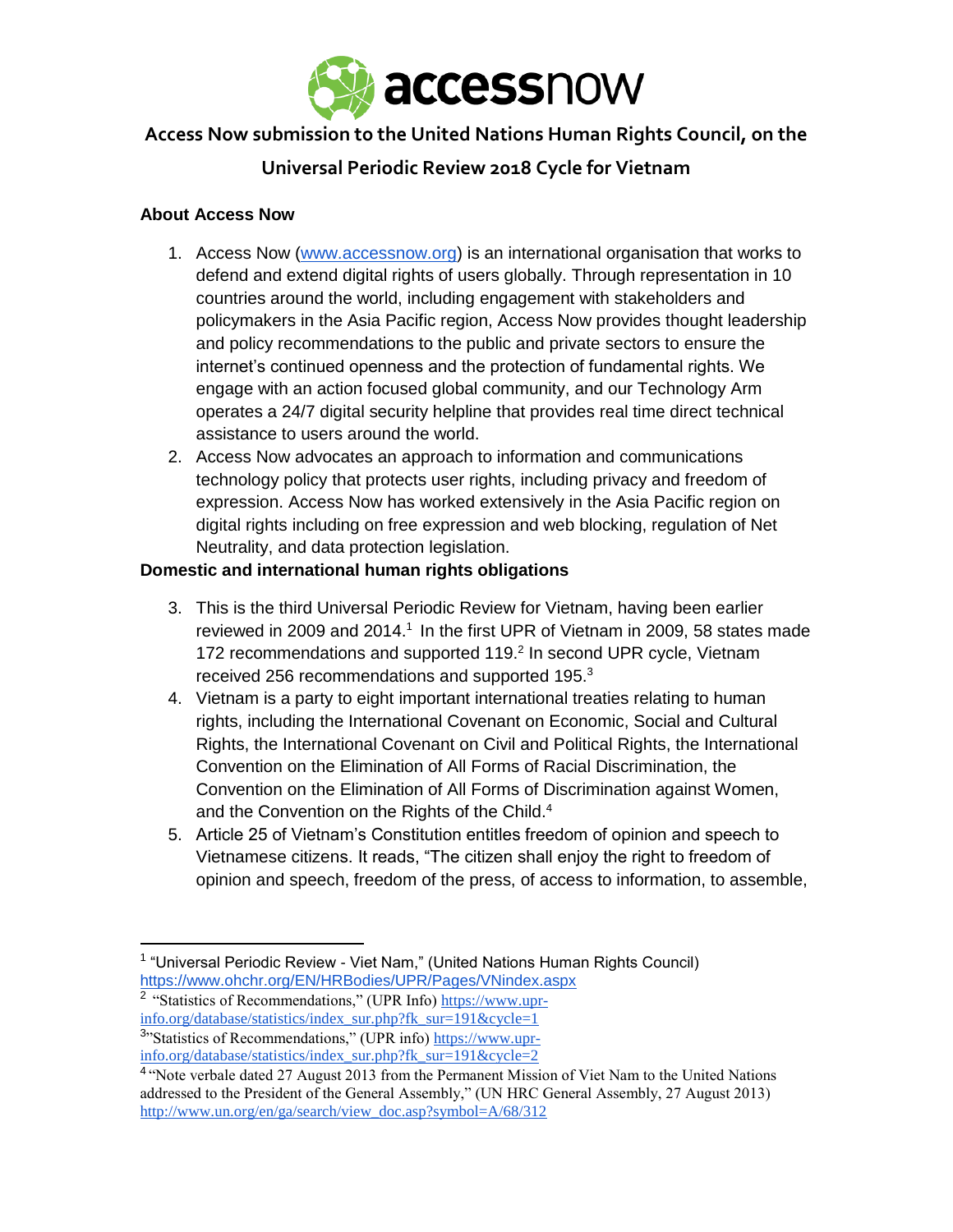# Access Now submission to the United Nations Human Rights Council, on the Universal Periodic Review 2018 Cycle for Vietnam

### About Access Now

1. Access Now (www.accessnow.org) is an international organisation that works to defend and extend digital rights of users globally. Through representation in 10 countries around the world, including engagement with stakeholders and policymakers in the Asia Pacific region, Access Now provides thought leadership and policy recommendations to the public and private sectors to ensure the internet's continued openness and the protection of fundamental rights. We engage with an action focused global community, and our Technology Arm operates a 24/7 digital security helpline that provides real time direct technical assistance to users around the world.
2. Access Now advocates an approach to information and communications technology policy that protects user rights, including privacy and freedom of expression. Access Now has worked extensively in the Asia Pacific region on digital rights including on free expression and web blocking, regulation of Net Neutrality, and data protection legislation.

### Domestic and international human rights obligations

3. This is the third Universal Periodic Review for Vietnam, having been earlier reviewed in 2009 and 2014.[1] In the first UPR of Vietnam in 2009, 58 states made 172 recommendations and supported 119.[2] In second UPR cycle, Vietnam received 256 recommendations and supported 195.[3]
4. Vietnam is a party to eight important international treaties relating to human rights, including the International Covenant on Economic, Social and Cultural Rights, the International Covenant on Civil and Political Rights, the International Convention on the Elimination of All Forms of Racial Discrimination, the Convention on the Elimination of All Forms of Discrimination against Women, and the Convention on the Rights of the Child.[4]
5. Article 25 of Vietnam's Constitution entitles freedom of opinion and speech to Vietnamese citizens. It reads, "The citizen shall enjoy the right to freedom of opinion and speech, freedom of the press, of access to information, to assemble,

---

[1] "Universal Periodic Review - Viet Nam," (United Nations Human Rights Council) https://www.ohchr.org/EN/HRBodies/UPR/Pages/VNindex.aspx

[2] "Statistics of Recommendations," (UPR Info) https://www.upr-info.org/database/statistics/index_sur.php?fk_sur=191&cycle=1

[3] "Statistics of Recommendations," (UPR info) https://www.upr-info.org/database/statistics/index_sur.php?fk_sur=191&cycle=2

[4] "Note verbale dated 27 August 2013 from the Permanent Mission of Viet Nam to the United Nations addressed to the President of the General Assembly," (UN HRC General Assembly, 27 August 2013) http://www.un.org/en/ga/search/view_doc.asp?symbol=A/68/312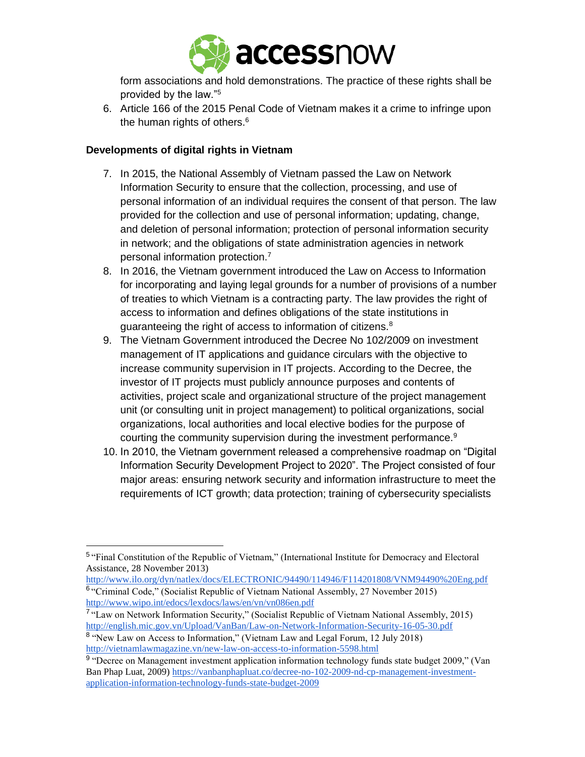form associations and hold demonstrations. The practice of these rights shall be provided by the law."[5]

6. Article 166 of the 2015 Penal Code of Vietnam makes it a crime to infringe upon the human rights of others.[6]

**Developments of digital rights in Vietnam**

7. In 2015, the National Assembly of Vietnam passed the Law on Network Information Security to ensure that the collection, processing, and use of personal information of an individual requires the consent of that person. The law provided for the collection and use of personal information; updating, change, and deletion of personal information; protection of personal information security in network; and the obligations of state administration agencies in network personal information protection.[7]
8. In 2016, the Vietnam government introduced the Law on Access to Information for incorporating and laying legal grounds for a number of provisions of a number of treaties to which Vietnam is a contracting party. The law provides the right of access to information and defines obligations of the state institutions in guaranteeing the right of access to information of citizens.[8]
9. The Vietnam Government introduced the Decree No 102/2009 on investment management of IT applications and guidance circulars with the objective to increase community supervision in IT projects. According to the Decree, the investor of IT projects must publicly announce purposes and contents of activities, project scale and organizational structure of the project management unit (or consulting unit in project management) to political organizations, social organizations, local authorities and local elective bodies for the purpose of courting the community supervision during the investment performance.[9]
10. In 2010, the Vietnam government released a comprehensive roadmap on "Digital Information Security Development Project to 2020". The Project consisted of four major areas: ensuring network security and information infrastructure to meet the requirements of ICT growth; data protection; training of cybersecurity specialists

---

[5] "Final Constitution of the Republic of Vietnam," (International Institute for Democracy and Electoral Assistance, 28 November 2013) http://www.ilo.org/dyn/natlex/docs/ELECTRONIC/94490/114946/F114201808/VNM94490%20Eng.pdf

[6] "Criminal Code," (Socialist Republic of Vietnam National Assembly, 27 November 2015) http://www.wipo.int/edocs/lexdocs/laws/en/vn/vn086en.pdf

[7] "Law on Network Information Security," (Socialist Republic of Vietnam National Assembly, 2015) http://english.mic.gov.vn/Upload/VanBan/Law-on-Network-Information-Security-16-05-30.pdf

[8] "New Law on Access to Information," (Vietnam Law and Legal Forum, 12 July 2018) http://vietnamlawmagazine.vn/new-law-on-access-to-information-5598.html

[9] "Decree on Management investment application information technology funds state budget 2009," (Van Ban Phap Luat, 2009) https://vanbanphapluat.co/decree-no-102-2009-nd-cp-management-investment-application-information-technology-funds-state-budget-2009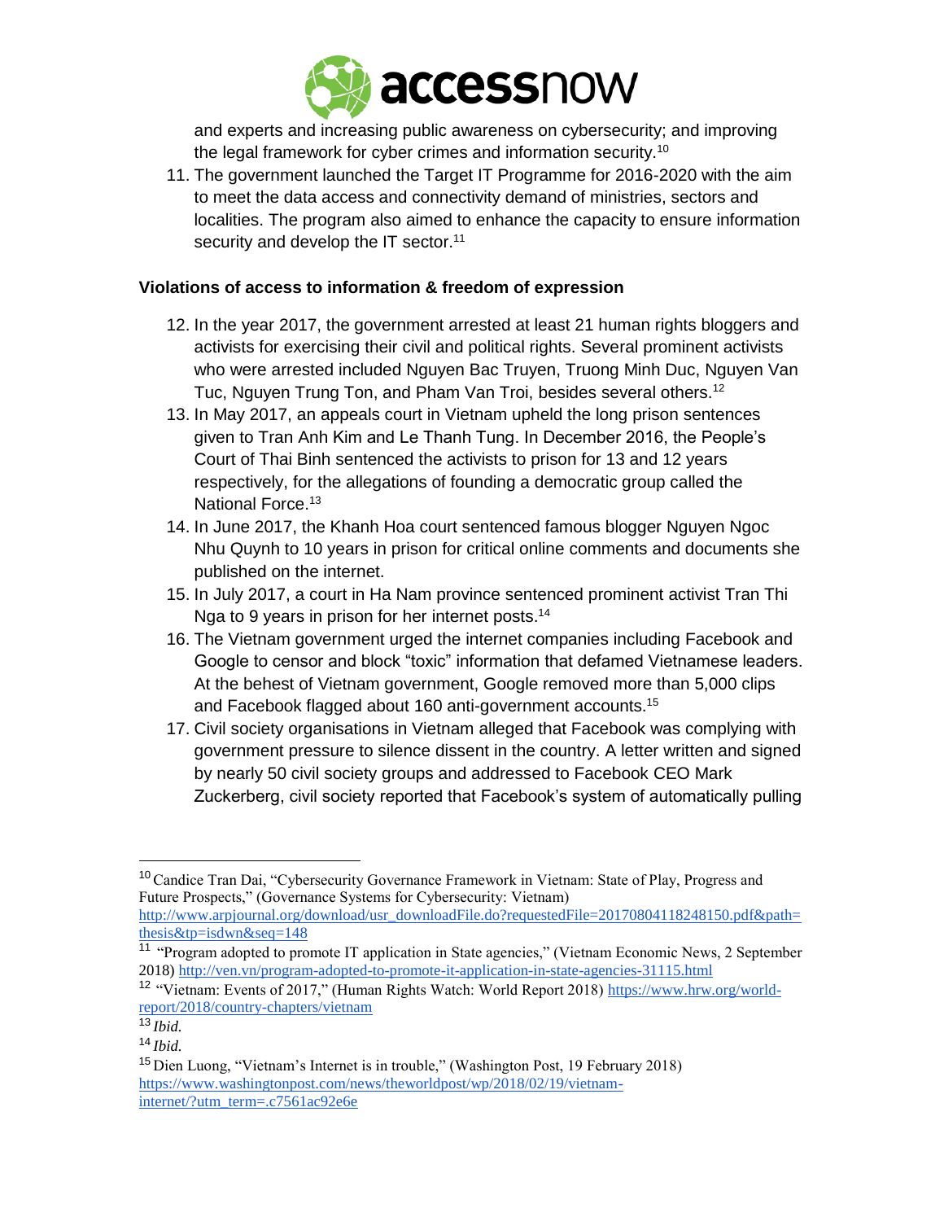and experts and increasing public awareness on cybersecurity; and improving the legal framework for cyber crimes and information security.[10]

11. The government launched the Target IT Programme for 2016-2020 with the aim to meet the data access and connectivity demand of ministries, sectors and localities. The program also aimed to enhance the capacity to ensure information security and develop the IT sector.[11]

### Violations of access to information & freedom of expression

12. In the year 2017, the government arrested at least 21 human rights bloggers and activists for exercising their civil and political rights. Several prominent activists who were arrested included Nguyen Bac Truyen, Truong Minh Duc, Nguyen Van Tuc, Nguyen Trung Ton, and Pham Van Troi, besides several others.[12]
13. In May 2017, an appeals court in Vietnam upheld the long prison sentences given to Tran Anh Kim and Le Thanh Tung. In December 2016, the People's Court of Thai Binh sentenced the activists to prison for 13 and 12 years respectively, for the allegations of founding a democratic group called the National Force.[13]
14. In June 2017, the Khanh Hoa court sentenced famous blogger Nguyen Ngoc Nhu Quynh to 10 years in prison for critical online comments and documents she published on the internet.
15. In July 2017, a court in Ha Nam province sentenced prominent activist Tran Thi Nga to 9 years in prison for her internet posts.[14]
16. The Vietnam government urged the internet companies including Facebook and Google to censor and block "toxic" information that defamed Vietnamese leaders. At the behest of Vietnam government, Google removed more than 5,000 clips and Facebook flagged about 160 anti-government accounts.[15]
17. Civil society organisations in Vietnam alleged that Facebook was complying with government pressure to silence dissent in the country. A letter written and signed by nearly 50 civil society groups and addressed to Facebook CEO Mark Zuckerberg, civil society reported that Facebook's system of automatically pulling

---

[10] Candice Tran Dai, "Cybersecurity Governance Framework in Vietnam: State of Play, Progress and Future Prospects," (Governance Systems for Cybersecurity: Vietnam) http://www.arpjournal.org/download/usr_downloadFile.do?requestedFile=20170804118248150.pdf&path=thesis&tp=isdwn&seq=148

[11] "Program adopted to promote IT application in State agencies," (Vietnam Economic News, 2 September 2018) http://ven.vn/program-adopted-to-promote-it-application-in-state-agencies-31115.html

[12] "Vietnam: Events of 2017," (Human Rights Watch: World Report 2018) https://www.hrw.org/world-report/2018/country-chapters/vietnam

[13] *Ibid.*

[14] *Ibid.*

[15] Dien Luong, "Vietnam's Internet is in trouble," (Washington Post, 19 February 2018) https://www.washingtonpost.com/news/theworldpost/wp/2018/02/19/vietnam-internet/?utm_term=.c7561ac92e6e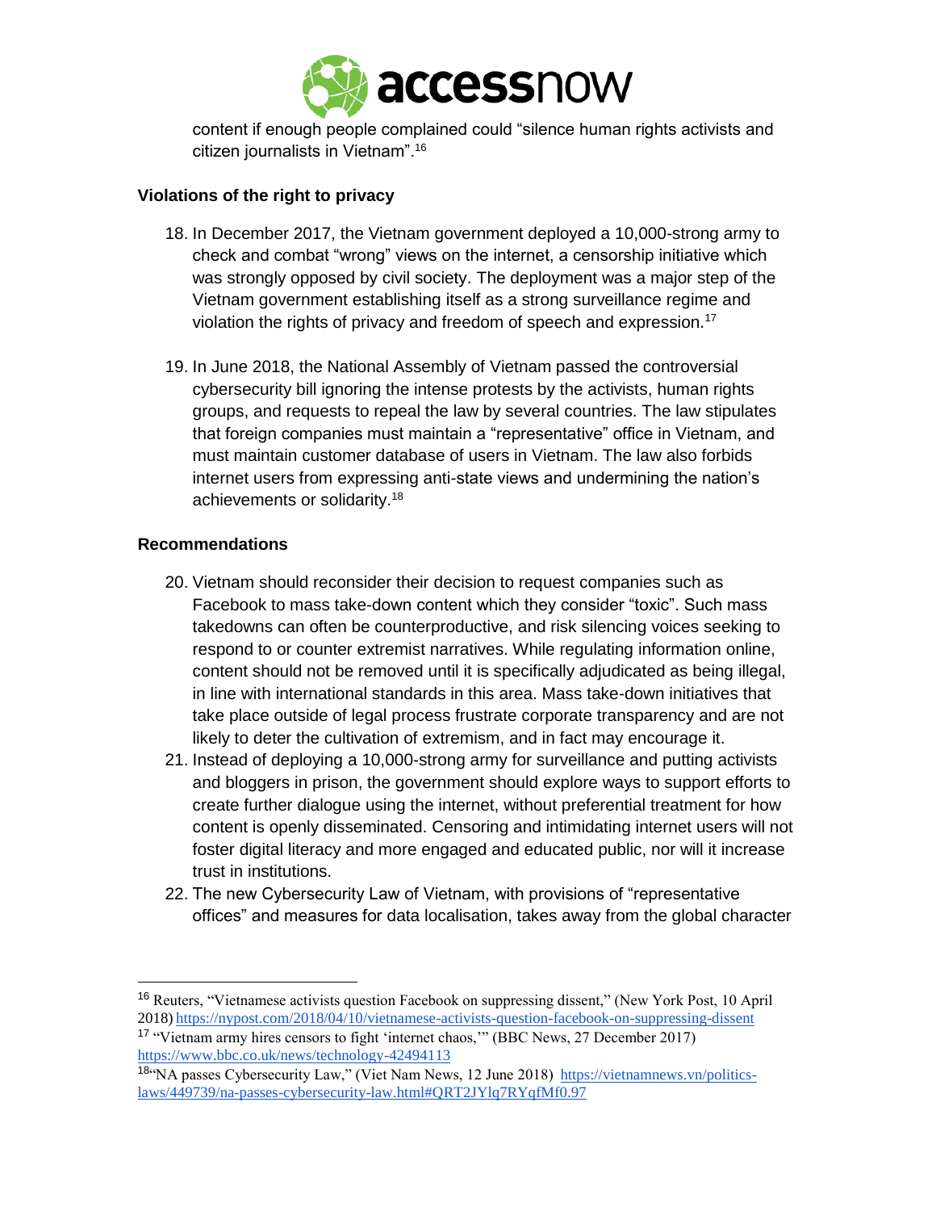content if enough people complained could "silence human rights activists and citizen journalists in Vietnam".[16]

**Violations of the right to privacy**

18. In December 2017, the Vietnam government deployed a 10,000-strong army to check and combat "wrong" views on the internet, a censorship initiative which was strongly opposed by civil society. The deployment was a major step of the Vietnam government establishing itself as a strong surveillance regime and violation the rights of privacy and freedom of speech and expression.[17]

19. In June 2018, the National Assembly of Vietnam passed the controversial cybersecurity bill ignoring the intense protests by the activists, human rights groups, and requests to repeal the law by several countries. The law stipulates that foreign companies must maintain a "representative" office in Vietnam, and must maintain customer database of users in Vietnam. The law also forbids internet users from expressing anti-state views and undermining the nation's achievements or solidarity.[18]

**Recommendations**

20. Vietnam should reconsider their decision to request companies such as Facebook to mass take-down content which they consider "toxic". Such mass takedowns can often be counterproductive, and risk silencing voices seeking to respond to or counter extremist narratives. While regulating information online, content should not be removed until it is specifically adjudicated as being illegal, in line with international standards in this area. Mass take-down initiatives that take place outside of legal process frustrate corporate transparency and are not likely to deter the cultivation of extremism, and in fact may encourage it.
21. Instead of deploying a 10,000-strong army for surveillance and putting activists and bloggers in prison, the government should explore ways to support efforts to create further dialogue using the internet, without preferential treatment for how content is openly disseminated. Censoring and intimidating internet users will not foster digital literacy and more engaged and educated public, nor will it increase trust in institutions.
22. The new Cybersecurity Law of Vietnam, with provisions of "representative offices" and measures for data localisation, takes away from the global character

---

[16] Reuters, "Vietnamese activists question Facebook on suppressing dissent," (New York Post, 10 April 2018) https://nypost.com/2018/04/10/vietnamese-activists-question-facebook-on-suppressing-dissent

[17] "Vietnam army hires censors to fight 'internet chaos,'" (BBC News, 27 December 2017) https://www.bbc.co.uk/news/technology-42494113

[18] "NA passes Cybersecurity Law," (Viet Nam News, 12 June 2018) https://vietnamnews.vn/politics-laws/449739/na-passes-cybersecurity-law.html#QRT2JYlq7RYqfMf0.97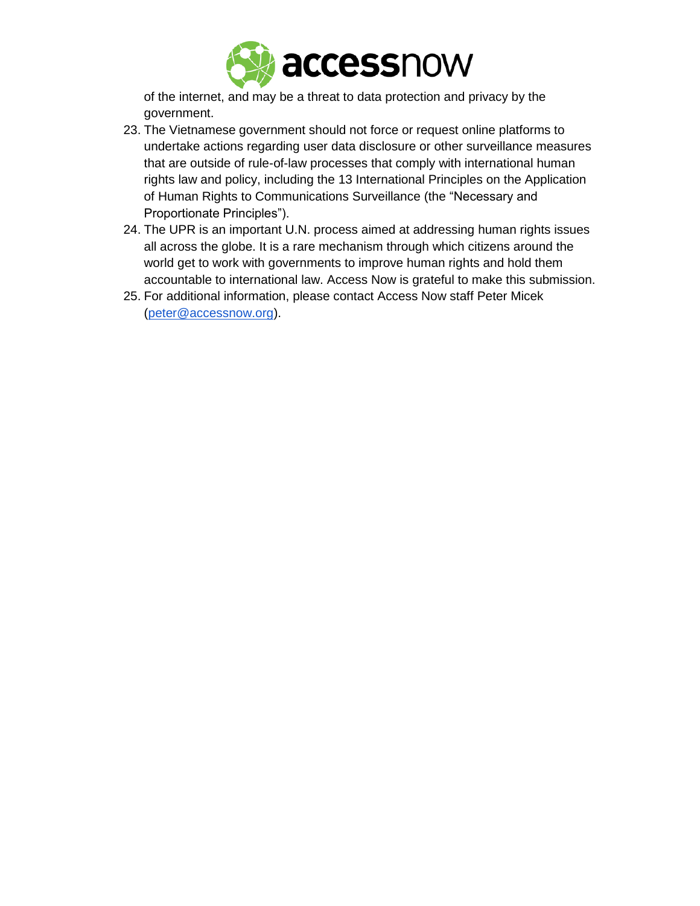of the internet, and may be a threat to data protection and privacy by the government.

23. The Vietnamese government should not force or request online platforms to undertake actions regarding user data disclosure or other surveillance measures that are outside of rule-of-law processes that comply with international human rights law and policy, including the 13 International Principles on the Application of Human Rights to Communications Surveillance (the "Necessary and Proportionate Principles").
24. The UPR is an important U.N. process aimed at addressing human rights issues all across the globe. It is a rare mechanism through which citizens around the world get to work with governments to improve human rights and hold them accountable to international law. Access Now is grateful to make this submission.
25. For additional information, please contact Access Now staff Peter Micek (peter@accessnow.org).